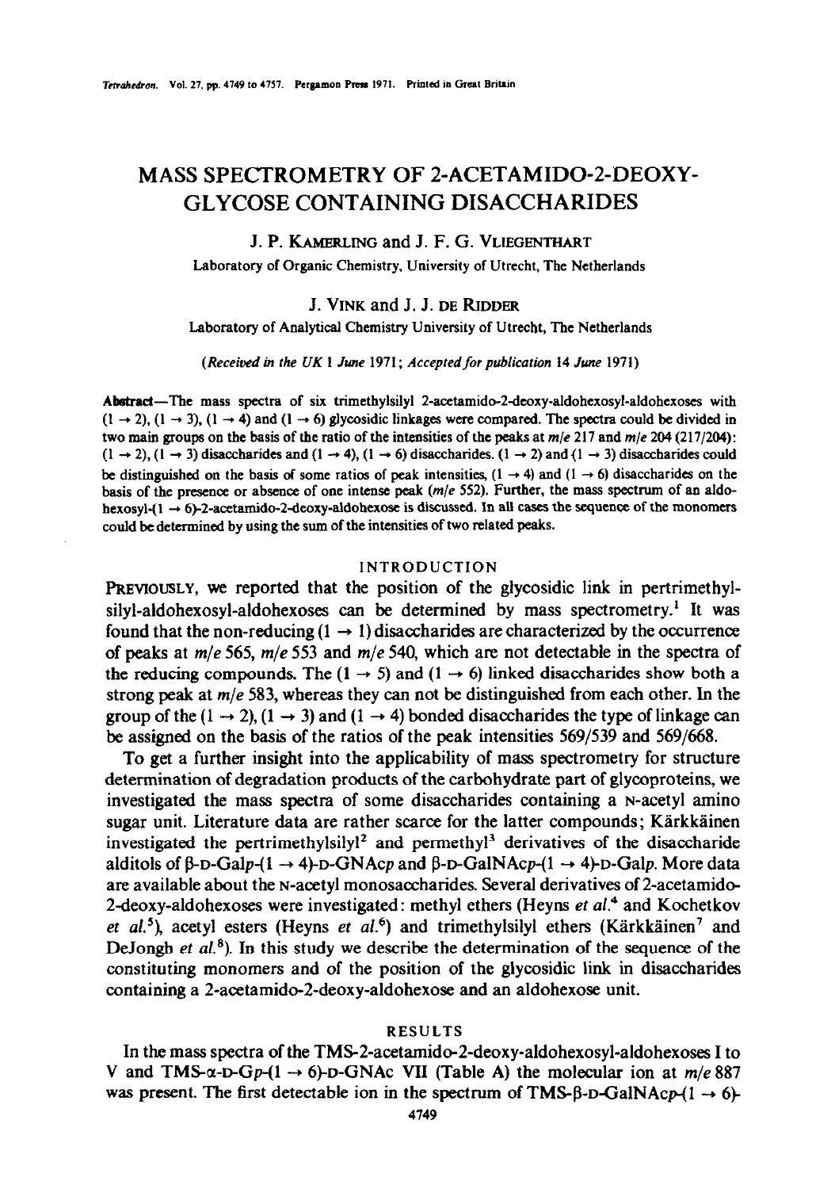# MASS SPECTROMETRY OF 2-ACETAMIDO-2-DEOXY-GLYCOSE CONTAINING DISACCHARIDES

J. P. KAMERLING and J. F. G. VLIEGENTHART

Laboratory of Organic Chemistry, University of Utrecht, The Netherlands

J. VINK and J. J. DE RIDDER

Laboratory of Analytical Chemistry University of Utrecht, The Netherlands

*(Received in the UK 1 June 1971; Accepted for publication 14 June 1971)*

**Abstract**—The mass spectra of six trimethylsilyl 2-acetamido-2-deoxy-aldohexosyl-aldohexoses with $(1 \rightarrow 2)$, $(1 \rightarrow 3)$, $(1 \rightarrow 4)$ and $(1 \rightarrow 6)$ glycosidic linkages were compared. The spectra could be divided in two main groups on the basis of the ratio of the intensities of the peaks at *m/e* 217 and *m/e* 204 (217/204): $(1 \rightarrow 2)$, $(1 \rightarrow 3)$ disaccharides and $(1 \rightarrow 4)$, $(1 \rightarrow 6)$ disaccharides. $(1 \rightarrow 2)$ and $(1 \rightarrow 3)$ disaccharides could be distinguished on the basis of some ratios of peak intensities, $(1 \rightarrow 4)$ and $(1 \rightarrow 6)$ disaccharides on the basis of the presence or absence of one intense peak (*m/e* 552). Further, the mass spectrum of an aldohexosyl-$(1 \rightarrow 6)$-2-acetamido-2-deoxy-aldohexose is discussed. In all cases the sequence of the monomers could be determined by using the sum of the intensities of two related peaks.

## INTRODUCTION

PREVIOUSLY, we reported that the position of the glycosidic link in pertrimethylsilyl-aldohexosyl-aldohexoses can be determined by mass spectrometry.[1] It was found that the non-reducing $(1 \rightarrow 1)$ disaccharides are characterized by the occurrence of peaks at *m/e* 565, *m/e* 553 and *m/e* 540, which are not detectable in the spectra of the reducing compounds. The $(1 \rightarrow 5)$ and $(1 \rightarrow 6)$ linked disaccharides show both a strong peak at *m/e* 583, whereas they can not be distinguished from each other. In the group of the $(1 \rightarrow 2)$, $(1 \rightarrow 3)$ and $(1 \rightarrow 4)$ bonded disaccharides the type of linkage can be assigned on the basis of the ratios of the peak intensities 569/539 and 569/668.

To get a further insight into the applicability of mass spectrometry for structure determination of degradation products of the carbohydrate part of glycoproteins, we investigated the mass spectra of some disaccharides containing a N-acetyl amino sugar unit. Literature data are rather scarce for the latter compounds; Kärkkäinen investigated the pertrimethylsilyl[2] and permethyl[3] derivatives of the disaccharide alditols of β-D-Gal*p*-$(1 \rightarrow 4)$-D-GNAc*p* and β-D-GalNAc*p*-$(1 \rightarrow 4)$-D-Gal*p*. More data are available about the N-acetyl monosaccharides. Several derivatives of 2-acetamido-2-deoxy-aldohexoses were investigated: methyl ethers (Heyns *et al.*[4] and Kochetkov *et al.*[5]), acetyl esters (Heyns *et al.*[6]) and trimethylsilyl ethers (Kärkkäinen[7] and DeJongh *et al.*[8]). In this study we describe the determination of the sequence of the constituting monomers and of the position of the glycosidic link in disaccharides containing a 2-acetamido-2-deoxy-aldohexose and an aldohexose unit.

## RESULTS

In the mass spectra of the TMS-2-acetamido-2-deoxy-aldohexosyl-aldohexoses I to V and TMS-α-D-G*p*-$(1 \rightarrow 6)$-D-GNAc VII (Table A) the molecular ion at *m/e* 887 was present. The first detectable ion in the spectrum of TMS-β-D-GalNAc*p*-$(1 \rightarrow 6)$-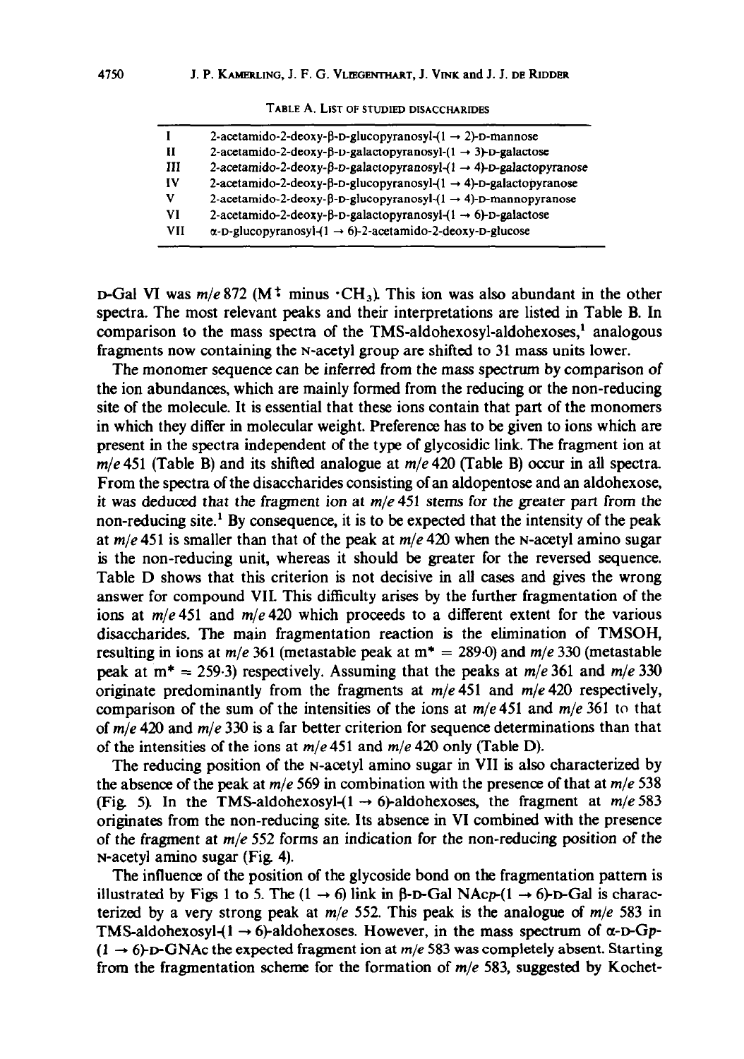TABLE A. LIST OF STUDIED DISACCHARIDES

| | |
|---|---|
| I | 2-acetamido-2-deoxy-β-D-glucopyranosyl-(1 → 2)-D-mannose |
| II | 2-acetamido-2-deoxy-β-D-galactopyranosyl-(1 → 3)-D-galactose |
| III | 2-acetamido-2-deoxy-β-D-galactopyranosyl-(1 → 4)-D-galactopyranose |
| IV | 2-acetamido-2-deoxy-β-D-glucopyranosyl-(1 → 4)-D-galactopyranose |
| V | 2-acetamido-2-deoxy-β-D-glucopyranosyl-(1 → 4)-D-mannopyranose |
| VI | 2-acetamido-2-deoxy-β-D-galactopyranosyl-(1 → 6)-D-galactose |
| VII | α-D-glucopyranosyl-(1 → 6)-2-acetamido-2-deoxy-D-glucose |

D-Gal VI was *m/e* 872 ($M^{+\cdot}$ minus $\cdot CH_3$). This ion was also abundant in the other spectra. The most relevant peaks and their interpretations are listed in Table B. In comparison to the mass spectra of the TMS-aldohexosyl-aldohexoses,[1] analogous fragments now containing the N-acetyl group are shifted to 31 mass units lower.

The monomer sequence can be inferred from the mass spectrum by comparison of the ion abundances, which are mainly formed from the reducing or the non-reducing site of the molecule. It is essential that these ions contain that part of the monomers in which they differ in molecular weight. Preference has to be given to ions which are present in the spectra independent of the type of glycosidic link. The fragment ion at *m/e* 451 (Table B) and its shifted analogue at *m/e* 420 (Table B) occur in all spectra. From the spectra of the disaccharides consisting of an aldopentose and an aldohexose, it was deduced that the fragment ion at *m/e* 451 stems for the greater part from the non-reducing site.[1] By consequence, it is to be expected that the intensity of the peak at *m/e* 451 is smaller than that of the peak at *m/e* 420 when the N-acetyl amino sugar is the non-reducing unit, whereas it should be greater for the reversed sequence. Table D shows that this criterion is not decisive in all cases and gives the wrong answer for compound VII. This difficulty arises by the further fragmentation of the ions at *m/e* 451 and *m/e* 420 which proceeds to a different extent for the various disaccharides. The main fragmentation reaction is the elimination of TMSOH, resulting in ions at *m/e* 361 (metastable peak at $m^* = 289{\cdot}0$) and *m/e* 330 (metastable peak at $m^* = 259{\cdot}3$) respectively. Assuming that the peaks at *m/e* 361 and *m/e* 330 originate predominantly from the fragments at *m/e* 451 and *m/e* 420 respectively, comparison of the sum of the intensities of the ions at *m/e* 451 and *m/e* 361 to that of *m/e* 420 and *m/e* 330 is a far better criterion for sequence determinations than that of the intensities of the ions at *m/e* 451 and *m/e* 420 only (Table D).

The reducing position of the N-acetyl amino sugar in VII is also characterized by the absence of the peak at *m/e* 569 in combination with the presence of that at *m/e* 538 (Fig. 5). In the TMS-aldohexosyl-(1 → 6)-aldohexoses, the fragment at *m/e* 583 originates from the non-reducing site. Its absence in VI combined with the presence of the fragment at *m/e* 552 forms an indication for the non-reducing position of the N-acetyl amino sugar (Fig. 4).

The influence of the position of the glycoside bond on the fragmentation pattern is illustrated by Figs 1 to 5. The (1 → 6) link in β-D-Gal NAc*p*-(1 → 6)-D-Gal is characterized by a very strong peak at *m/e* 552. This peak is the analogue of *m/e* 583 in TMS-aldohexosyl-(1 → 6)-aldohexoses. However, in the mass spectrum of α-D-G*p*-(1 → 6)-D-GNAc the expected fragment ion at *m/e* 583 was completely absent. Starting from the fragmentation scheme for the formation of *m/e* 583, suggested by Kochet-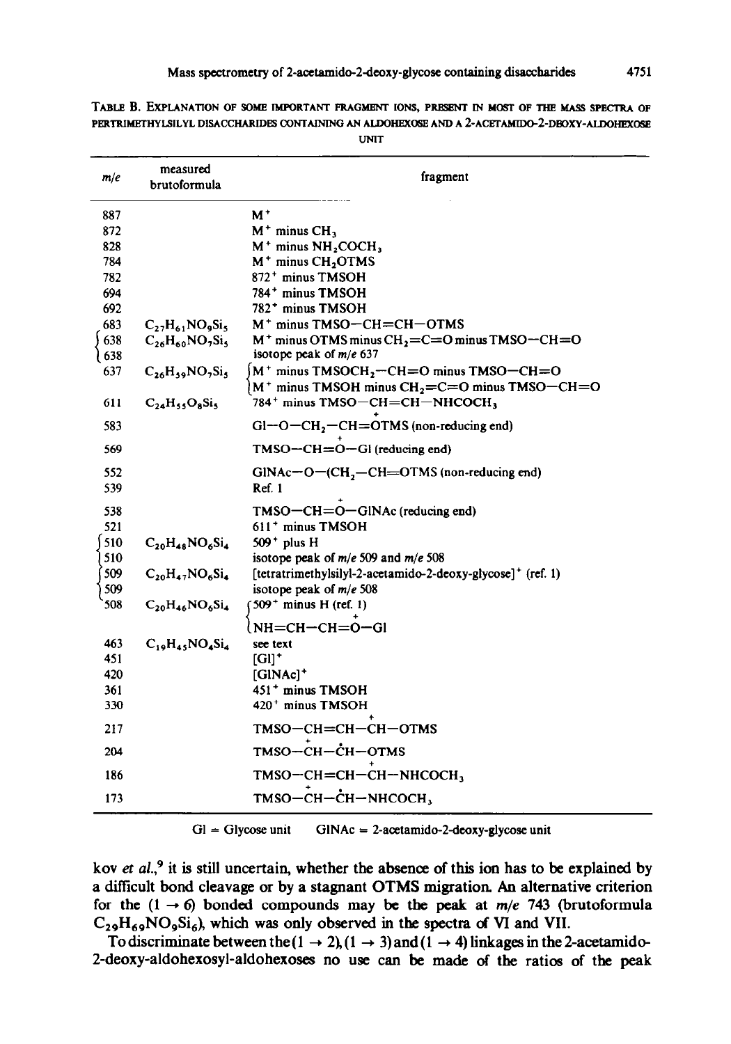TABLE B. EXPLANATION OF SOME IMPORTANT FRAGMENT IONS, PRESENT IN MOST OF THE MASS SPECTRA OF PERTRIMETHYLSILYL DISACCHARIDES CONTAINING AN ALDOHEXOSE AND A 2-ACETAMIDO-2-DEOXY-ALDOHEXOSE UNIT

| m/e | measured brutoformula | fragment |
|---|---|---|
| 887 | | $M^+$ |
| 872 | | $M^+$ minus $CH_3$ |
| 828 | | $M^+$ minus $NH_2COCH_3$ |
| 784 | | $M^+$ minus $CH_2OTMS$ |
| 782 | | $872^+$ minus TMSOH |
| 694 | | $784^+$ minus TMSOH |
| 692 | | $782^+$ minus TMSOH |
| 683 | $C_{27}H_{61}NO_9Si_5$ | $M^+$ minus TMSO—CH=CH—OTMS |
| { 638 | $C_{26}H_{60}NO_7Si_5$ | $M^+$ minus OTMS minus $CH_2$=C=O minus TMSO—CH=O |
| { 638 | | isotope peak of m/e 637 |
| 637 | $C_{26}H_{59}NO_7Si_5$ | { $M^+$ minus TMSO$CH_2$—CH=O minus TMSO—CH=O |
| | | { $M^+$ minus TMSOH minus $CH_2$=C=O minus TMSO—CH=O |
| 611 | $C_{24}H_{55}O_8Si_5$ | $784^+$ minus TMSO—CH=CH—NHCO$CH_3$ |
| 583 | | Gl—O—$CH_2$—CH=$\overset{+}{O}$TMS (non-reducing end) |
| 569 | | TMSO—CH=$\overset{+}{O}$—Gl (reducing end) |
| 552 | | GlNAc—O—($CH_2$—CH=OTMS (non-reducing end) |
| 539 | | Ref. 1 |
| 538 | | TMSO—CH=$\overset{+}{O}$—GlNAc (reducing end) |
| 521 | | $611^+$ minus TMSOH |
| { 510 | $C_{20}H_{48}NO_6Si_4$ | $509^+$ plus H |
| { 510 | | isotope peak of m/e 509 and m/e 508 |
| { 509 | $C_{20}H_{47}NO_6Si_4$ | [tetratrimethylsilyl-2-acetamido-2-deoxy-glycose]$^+$ (ref. 1) |
| { 509 | | isotope peak of m/e 508 |
| 508 | $C_{20}H_{46}NO_6Si_4$ | { $509^+$ minus H (ref. 1) |
| | | { NH=CH—CH=$\overset{+}{O}$—Gl |
| 463 | $C_{19}H_{45}NO_4Si_4$ | see text |
| 451 | | $[Gl]^+$ |
| 420 | | $[GlNAc]^+$ |
| 361 | | $451^+$ minus TMSOH |
| 330 | | $420^+$ minus TMSOH |
| 217 | | TMSO—CH=CH—$\overset{+}{C}$H—OTMS |
| 204 | | TMSO—$\overset{+}{C}$H—$\dot{C}$H—OTMS |
| 186 | | TMSO—CH=CH—$\overset{+}{C}$H—NHCO$CH_3$ |
| 173 | | TMSO—$\overset{+}{C}$H—$\dot{C}$H—NHCO$CH_3$ |

Gl = Glycose unit GlNAc = 2-acetamido-2-deoxy-glycose unit

kov *et al.*,[9] it is still uncertain, whether the absence of this ion has to be explained by a difficult bond cleavage or by a stagnant OTMS migration. An alternative criterion for the (1 → 6) bonded compounds may be the peak at m/e 743 (brutoformula $C_{29}H_{69}NO_9Si_6$), which was only observed in the spectra of VI and VII.

To discriminate between the (1 → 2), (1 → 3) and (1 → 4) linkages in the 2-acetamido-2-deoxy-aldohexosyl-aldohexoses no use can be made of the ratios of the peak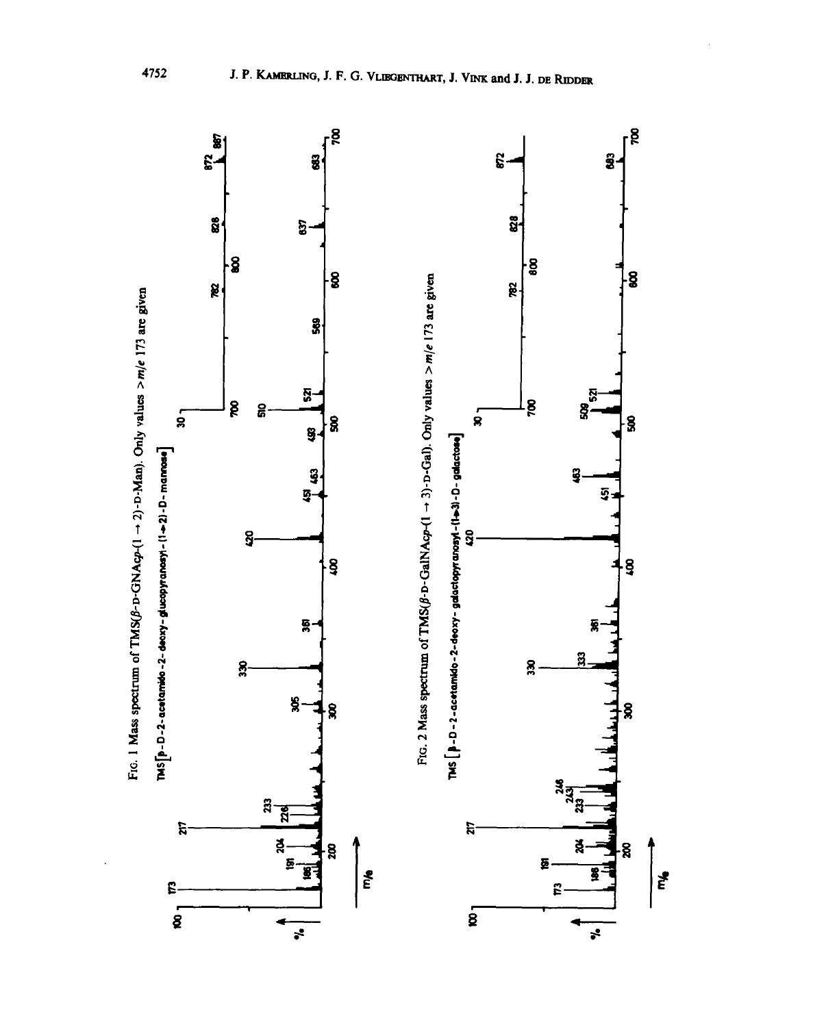FIG. 1 Mass spectrum of TMS(β-D-GNAcp-(1 → 2)-D-Man). Only values > m/e 173 are given

TMS[β-D-2-acetamido-2-deoxy-glucopyranosyl-(1→2)-D-mannose]

FIG. 2 Mass spectrum of TMS(β-D-GalNAcp-(1 → 3)-D-Gal). Only values > m/e 173 are given

TMS[β-D-2-acetamido-2-deoxy-galactopyranosyl-(1→3)-D-galactose]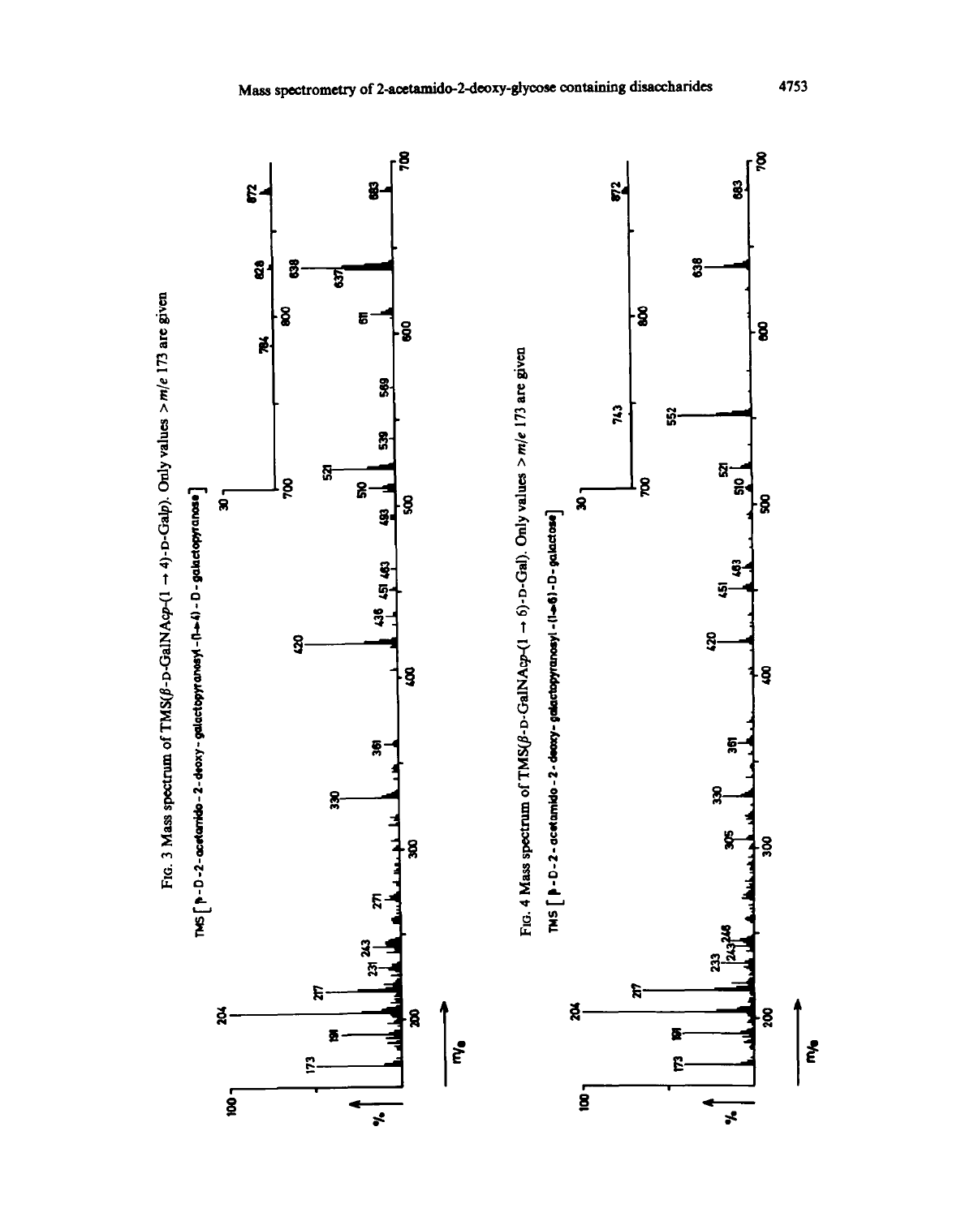FIG. 3 Mass spectrum of TMS(β-D-GalNAcp-(1 → 4)-D-Galp). Only values > m/e 173 are given

TMS [ β-D-2-acetamido-2-deoxy-galactopyranosyl-(1→4)-D-galactopyranose ]

FIG. 4 Mass spectrum of TMS(β-D-GalNAcp-(1 → 6)-D-Gal). Only values > m/e 173 are given

TMS [ β-D-2-acetamido-2-deoxy-galactopyranosyl-(1→6)-D-galactose ]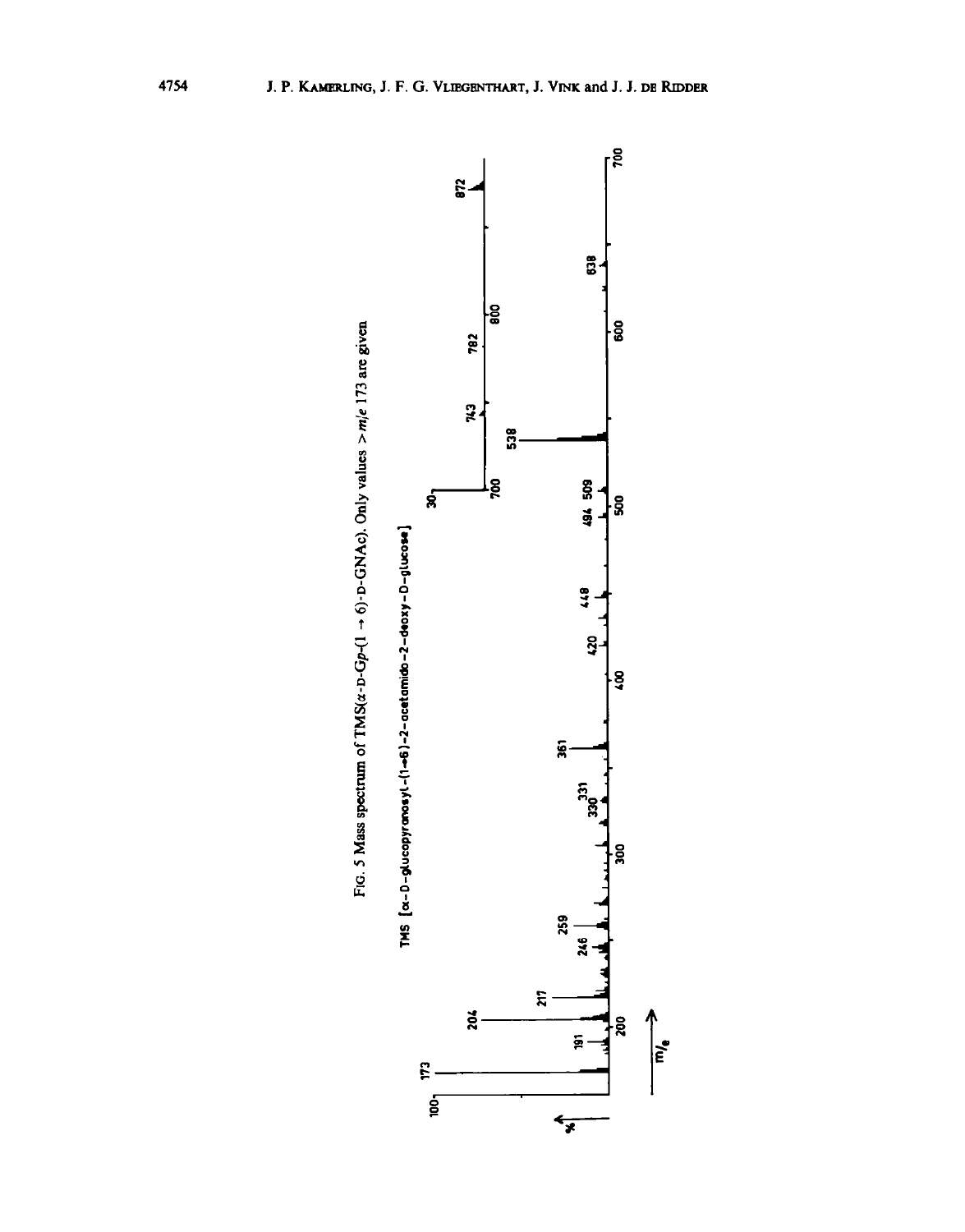FIG. 5 Mass spectrum of TMS($\alpha$-D-G$p$-(1 → 6)-D-GNAc). Only values > $m/e$ 173 are given

TMS [α-D-glucopyranosyl-(1→6)-2-acetamido-2-deoxy-D-glucose]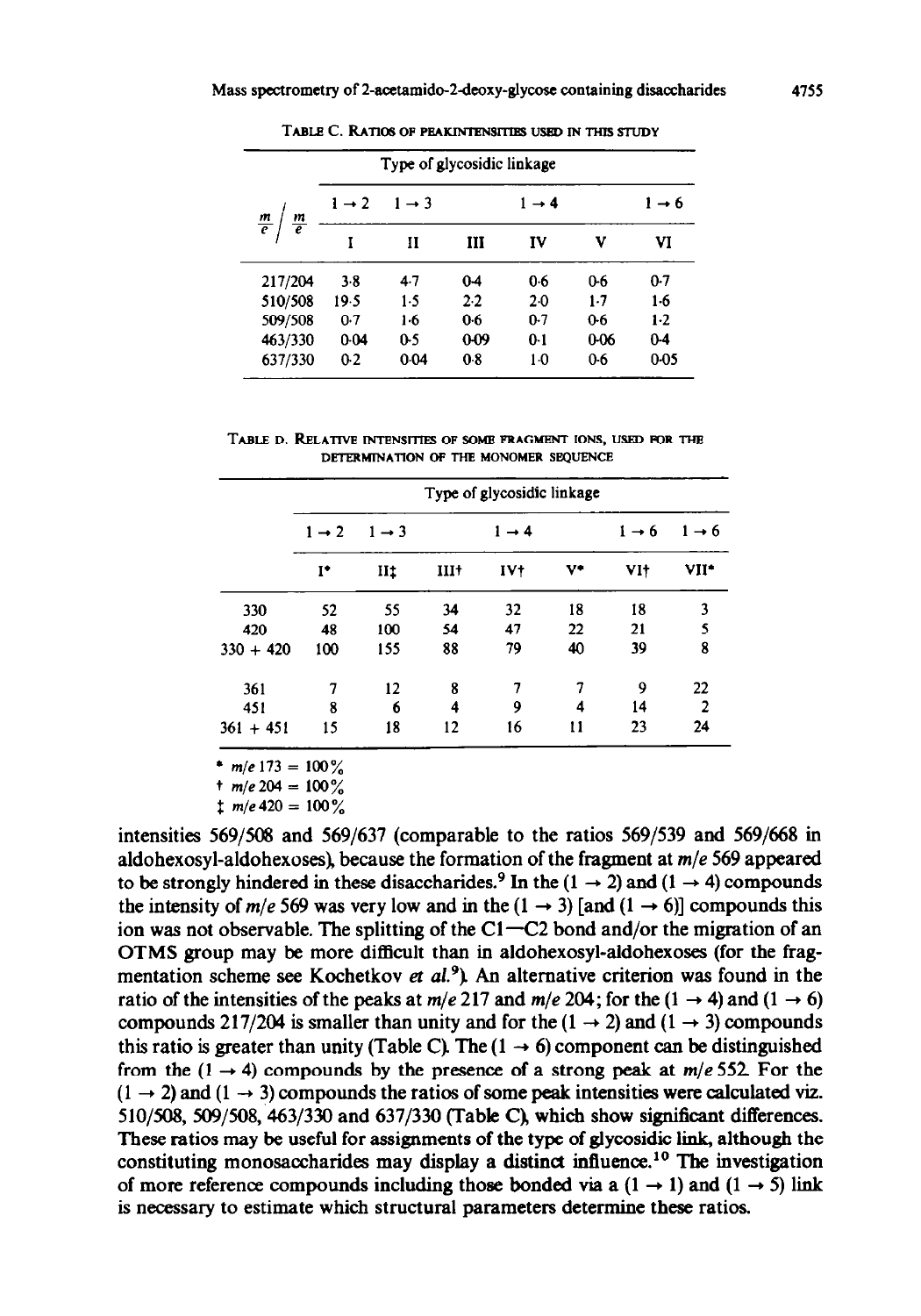TABLE C. RATIOS OF PEAKINTENSITIES USED IN THIS STUDY

| $\frac{m}{e}$ / $\frac{m}{e}$ | Type of glycosidic linkage | | | | | |
|---|---|---|---|---|---|---|
| | 1 → 2 | 1 → 3 | | 1 → 4 | | 1 → 6 |
| | I | II | III | IV | V | VI |
| 217/204 | 3·8 | 4·7 | 0·4 | 0·6 | 0·6 | 0·7 |
| 510/508 | 19·5 | 1·5 | 2·2 | 2·0 | 1·7 | 1·6 |
| 509/508 | 0·7 | 1·6 | 0·6 | 0·7 | 0·6 | 1·2 |
| 463/330 | 0·04 | 0·5 | 0·09 | 0·1 | 0·06 | 0·4 |
| 637/330 | 0·2 | 0·04 | 0·8 | 1·0 | 0·6 | 0·05 |

TABLE D. RELATIVE INTENSITIES OF SOME FRAGMENT IONS, USED FOR THE DETERMINATION OF THE MONOMER SEQUENCE

| | Type of glycosidic linkage | | | | | | |
|---|---|---|---|---|---|---|---|
| | 1 → 2 | 1 → 3 | | 1 → 4 | | 1 → 6 | 1 → 6 |
| | I* | II‡ | III† | IV† | V* | VI† | VII* |
| 330 | 52 | 55 | 34 | 32 | 18 | 18 | 3 |
| 420 | 48 | 100 | 54 | 47 | 22 | 21 | 5 |
| 330 + 420 | 100 | 155 | 88 | 79 | 40 | 39 | 8 |
| 361 | 7 | 12 | 8 | 7 | 7 | 9 | 22 |
| 451 | 8 | 6 | 4 | 9 | 4 | 14 | 2 |
| 361 + 451 | 15 | 18 | 12 | 16 | 11 | 23 | 24 |

\* *m/e* 173 = 100%
† *m/e* 204 = 100%
‡ *m/e* 420 = 100%

intensities 569/508 and 569/637 (comparable to the ratios 569/539 and 569/668 in aldohexosyl-aldohexoses), because the formation of the fragment at *m/e* 569 appeared to be strongly hindered in these disaccharides.[9] In the (1 → 2) and (1 → 4) compounds the intensity of *m/e* 569 was very low and in the (1 → 3) [and (1 → 6)] compounds this ion was not observable. The splitting of the C1—C2 bond and/or the migration of an OTMS group may be more difficult than in aldohexosyl-aldohexoses (for the fragmentation scheme see Kochetkov *et al.*[9]). An alternative criterion was found in the ratio of the intensities of the peaks at *m/e* 217 and *m/e* 204; for the (1 → 4) and (1 → 6) compounds 217/204 is smaller than unity and for the (1 → 2) and (1 → 3) compounds this ratio is greater than unity (Table C). The (1 → 6) component can be distinguished from the (1 → 4) compounds by the presence of a strong peak at *m/e* 552. For the (1 → 2) and (1 → 3) compounds the ratios of some peak intensities were calculated viz. 510/508, 509/508, 463/330 and 637/330 (Table C), which show significant differences. These ratios may be useful for assignments of the type of glycosidic link, although the constituting monosaccharides may display a distinct influence.[10] The investigation of more reference compounds including those bonded via a (1 → 1) and (1 → 5) link is necessary to estimate which structural parameters determine these ratios.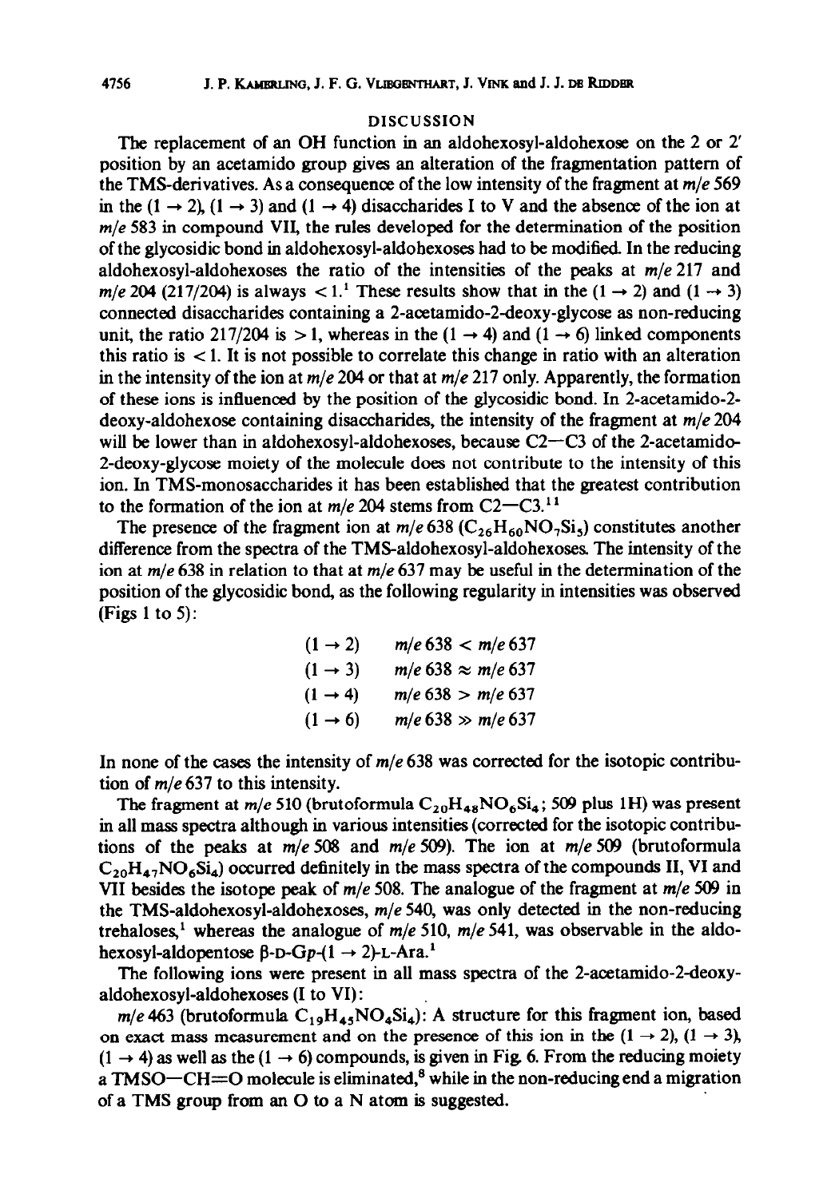## DISCUSSION

The replacement of an OH function in an aldohexosyl-aldohexose on the 2 or 2′ position by an acetamido group gives an alteration of the fragmentation pattern of the TMS-derivatives. As a consequence of the low intensity of the fragment at *m/e* 569 in the (1 → 2), (1 → 3) and (1 → 4) disaccharides I to V and the absence of the ion at *m/e* 583 in compound VII, the rules developed for the determination of the position of the glycosidic bond in aldohexosyl-aldohexoses had to be modified. In the reducing aldohexosyl-aldohexoses the ratio of the intensities of the peaks at *m/e* 217 and *m/e* 204 (217/204) is always < 1.[1] These results show that in the (1 → 2) and (1 → 3) connected disaccharides containing a 2-acetamido-2-deoxy-glycose as non-reducing unit, the ratio 217/204 is > 1, whereas in the (1 → 4) and (1 → 6) linked components this ratio is < 1. It is not possible to correlate this change in ratio with an alteration in the intensity of the ion at *m/e* 204 or that at *m/e* 217 only. Apparently, the formation of these ions is influenced by the position of the glycosidic bond. In 2-acetamido-2-deoxy-aldohexose containing disaccharides, the intensity of the fragment at *m/e* 204 will be lower than in aldohexosyl-aldohexoses, because C2—C3 of the 2-acetamido-2-deoxy-glycose moiety of the molecule does not contribute to the intensity of this ion. In TMS-monosaccharides it has been established that the greatest contribution to the formation of the ion at *m/e* 204 stems from C2—C3.[11]

The presence of the fragment ion at *m/e* 638 ($C_{26}H_{60}NO_7Si_5$) constitutes another difference from the spectra of the TMS-aldohexosyl-aldohexoses. The intensity of the ion at *m/e* 638 in relation to that at *m/e* 637 may be useful in the determination of the position of the glycosidic bond, as the following regularity in intensities was observed (Figs 1 to 5):

| | |
|---|---|
| (1 → 2) | *m/e* 638 < *m/e* 637 |
| (1 → 3) | *m/e* 638 ≈ *m/e* 637 |
| (1 → 4) | *m/e* 638 > *m/e* 637 |
| (1 → 6) | *m/e* 638 ≫ *m/e* 637 |

In none of the cases the intensity of *m/e* 638 was corrected for the isotopic contribution of *m/e* 637 to this intensity.

The fragment at *m/e* 510 (brutoformula $C_{20}H_{48}NO_6Si_4$; 509 plus 1H) was present in all mass spectra although in various intensities (corrected for the isotopic contributions of the peaks at *m/e* 508 and *m/e* 509). The ion at *m/e* 509 (brutoformula $C_{20}H_{47}NO_6Si_4$) occurred definitely in the mass spectra of the compounds II, VI and VII besides the isotope peak of *m/e* 508. The analogue of the fragment at *m/e* 509 in the TMS-aldohexosyl-aldohexoses, *m/e* 540, was only detected in the non-reducing trehaloses,[1] whereas the analogue of *m/e* 510, *m/e* 541, was observable in the aldohexosyl-aldopentose β-D-G*p*-(1 → 2)-L-Ara.[1]

The following ions were present in all mass spectra of the 2-acetamido-2-deoxy-aldohexosyl-aldohexoses (I to VI):

*m/e* 463 (brutoformula $C_{19}H_{45}NO_4Si_4$): A structure for this fragment ion, based on exact mass measurement and on the presence of this ion in the (1 → 2), (1 → 3), (1 → 4) as well as the (1 → 6) compounds, is given in Fig. 6. From the reducing moiety a TMSO—CH=O molecule is eliminated,[8] while in the non-reducing end a migration of a TMS group from an O to a N atom is suggested.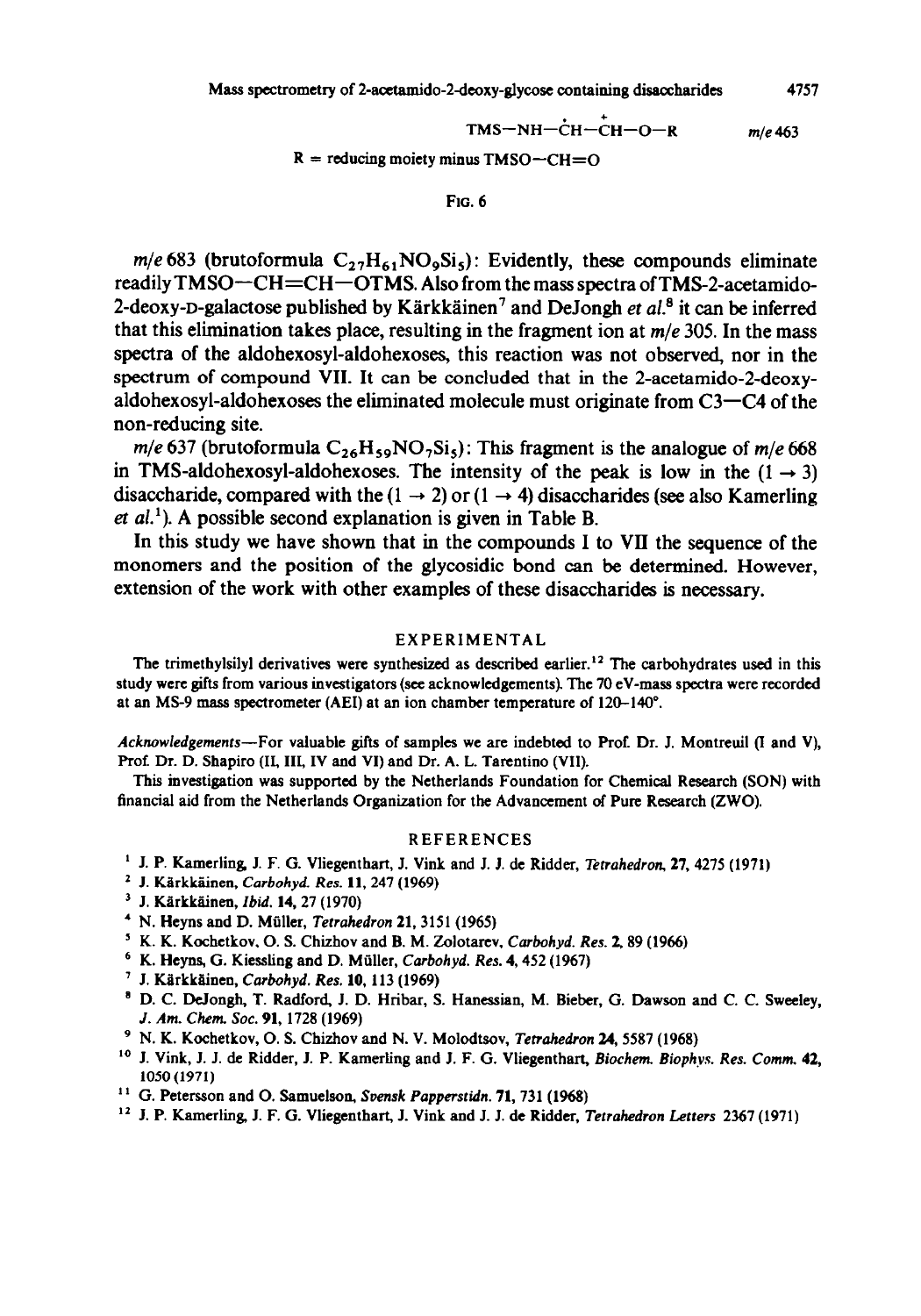$$\text{TMS—NH—}\dot{\text{C}}\text{H—}\overset{+}{\text{C}}\text{H—O—R} \qquad m/e\ 463$$

R = reducing moiety minus TMSO—CH=O

FIG. 6

*m/e* 683 (brutoformula $C_{27}H_{61}NO_9Si_5$): Evidently, these compounds eliminate readily TMSO—CH=CH—OTMS. Also from the mass spectra of TMS-2-acetamido-2-deoxy-D-galactose published by Kärkkäinen[7] and DeJongh *et al.*[8] it can be inferred that this elimination takes place, resulting in the fragment ion at *m/e* 305. In the mass spectra of the aldohexosyl-aldohexoses, this reaction was not observed, nor in the spectrum of compound VII. It can be concluded that in the 2-acetamido-2-deoxy-aldohexosyl-aldohexoses the eliminated molecule must originate from C3—C4 of the non-reducing site.

*m/e* 637 (brutoformula $C_{26}H_{59}NO_7Si_5$): This fragment is the analogue of *m/e* 668 in TMS-aldohexosyl-aldohexoses. The intensity of the peak is low in the (1 → 3) disaccharide, compared with the (1 → 2) or (1 → 4) disaccharides (see also Kamerling *et al.*[1]). A possible second explanation is given in Table B.

In this study we have shown that in the compounds I to VII the sequence of the monomers and the position of the glycosidic bond can be determined. However, extension of the work with other examples of these disaccharides is necessary.

## EXPERIMENTAL

The trimethylsilyl derivatives were synthesized as described earlier.[12] The carbohydrates used in this study were gifts from various investigators (see acknowledgements). The 70 eV-mass spectra were recorded at an MS-9 mass spectrometer (AEI) at an ion chamber temperature of 120–140°.

*Acknowledgements*—For valuable gifts of samples we are indebted to Prof. Dr. J. Montreuil (I and V), Prof. Dr. D. Shapiro (II, III, IV and VI) and Dr. A. L. Tarentino (VII).

This investigation was supported by the Netherlands Foundation for Chemical Research (SON) with financial aid from the Netherlands Organization for the Advancement of Pure Research (ZWO).

## REFERENCES

1. J. P. Kamerling, J. F. G. Vliegenthart, J. Vink and J. J. de Ridder, *Tetrahedron*, **27**, 4275 (1971)
2. J. Kärkkäinen, *Carbohyd. Res.* **11**, 247 (1969)
3. J. Kärkkäinen, *Ibid.* **14**, 27 (1970)
4. N. Heyns and D. Müller, *Tetrahedron* **21**, 3151 (1965)
5. K. K. Kochetkov, O. S. Chizhov and B. M. Zolotarev, *Carbohyd. Res.* **2**, 89 (1966)
6. K. Heyns, G. Kiessling and D. Müller, *Carbohyd. Res.* **4**, 452 (1967)
7. J. Kärkkäinen, *Carbohyd. Res.* **10**, 113 (1969)
8. D. C. DeJongh, T. Radford, J. D. Hribar, S. Hanessian, M. Bieber, G. Dawson and C. C. Sweeley, *J. Am. Chem. Soc.* **91**, 1728 (1969)
9. N. K. Kochetkov, O. S. Chizhov and N. V. Molodtsov, *Tetrahedron* **24**, 5587 (1968)
10. J. Vink, J. J. de Ridder, J. P. Kamerling and J. F. G. Vliegenthart, *Biochem. Biophys. Res. Comm.* **42**, 1050 (1971)
11. G. Petersson and O. Samuelson, *Svensk Papperstidn.* **71**, 731 (1968)
12. J. P. Kamerling, J. F. G. Vliegenthart, J. Vink and J. J. de Ridder, *Tetrahedron Letters* 2367 (1971)